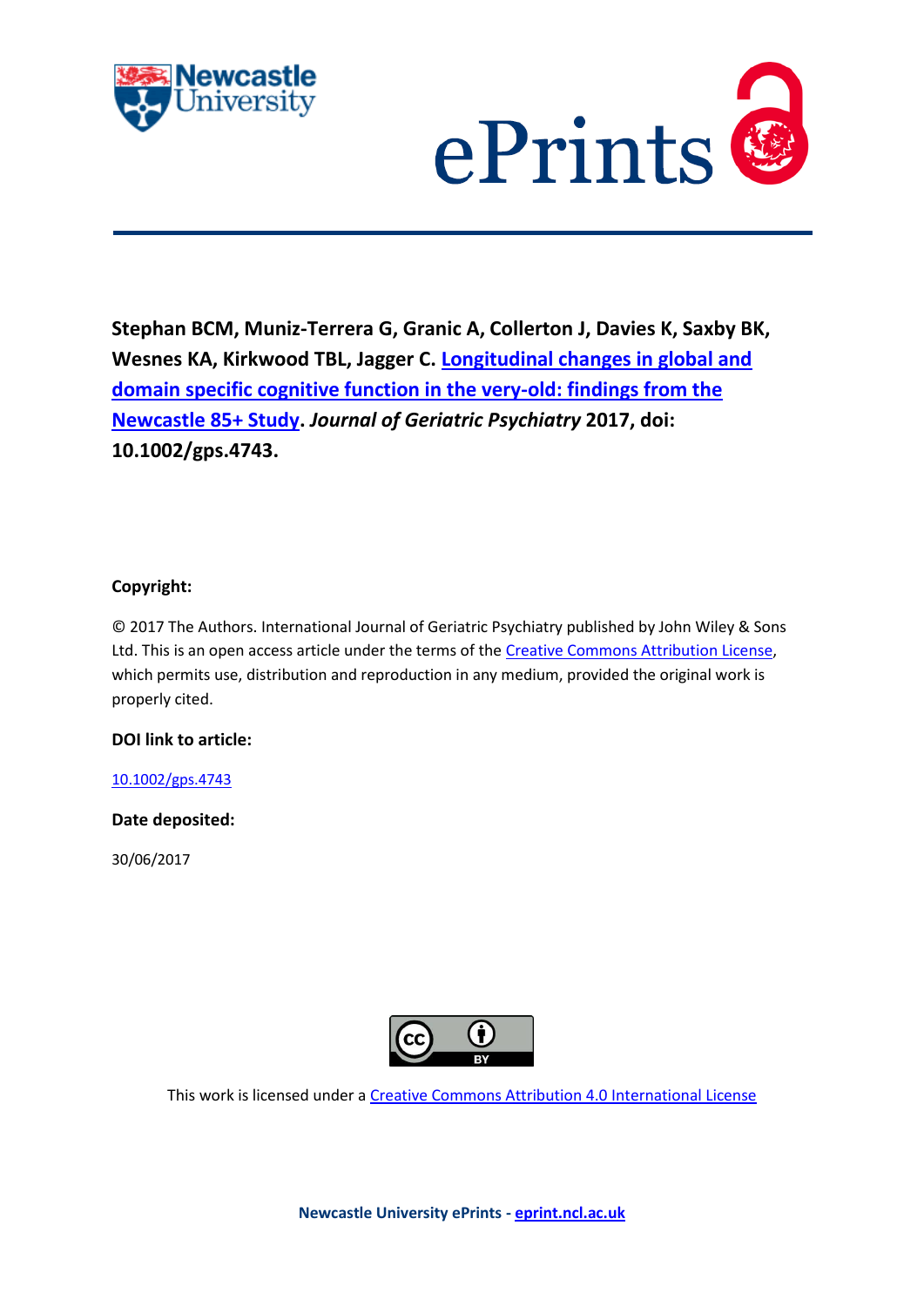**Stephan BCM, Muniz-Terrera G, Granic A, Collerton J, Davies K, Saxby BK, Wesnes KA, Kirkwood TBL, Jagger C. Longitudinal changes in global and domain specific cognitive function in the very-old: findings from the Newcastle 85+ Study. *Journal of Geriatric Psychiatry* 2017, doi: 10.1002/gps.4743.**

**Copyright:**

© 2017 The Authors. International Journal of Geriatric Psychiatry published by John Wiley & Sons Ltd. This is an open access article under the terms of the Creative Commons Attribution License, which permits use, distribution and reproduction in any medium, provided the original work is properly cited.

**DOI link to article:**

10.1002/gps.4743

**Date deposited:**

30/06/2017

This work is licensed under a Creative Commons Attribution 4.0 International License

**Newcastle University ePrints - eprint.ncl.ac.uk**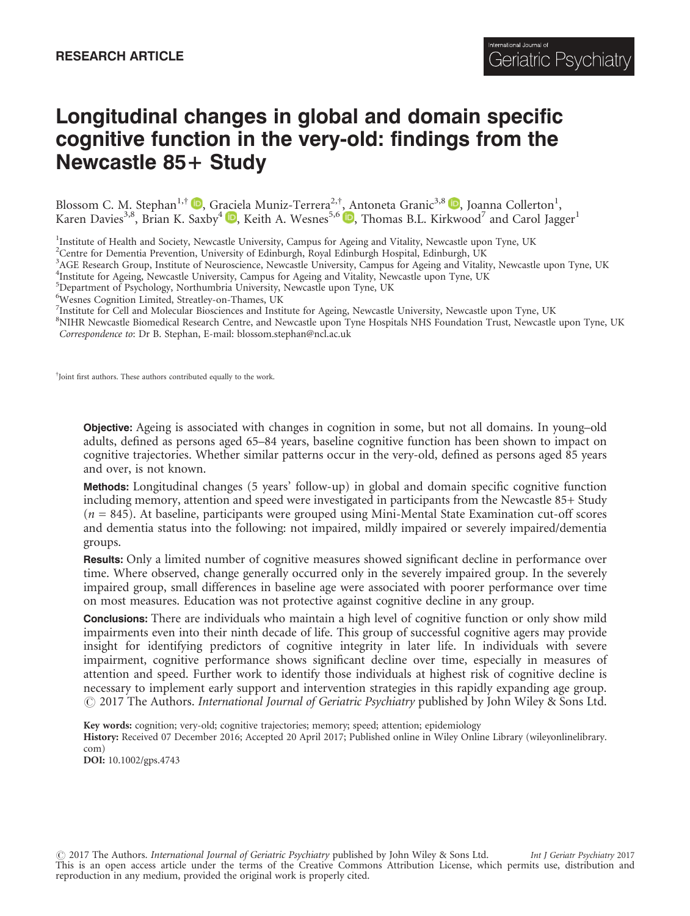RESEARCH ARTICLE

# Longitudinal changes in global and domain specific cognitive function in the very-old: findings from the Newcastle 85+ Study

Blossom C. M. Stephan[1,†], Graciela Muniz-Terrera[2,†], Antoneta Granic[3,8], Joanna Collerton[1], Karen Davies[3,8], Brian K. Saxby[4], Keith A. Wesnes[5,6], Thomas B.L. Kirkwood[7] and Carol Jagger[1]

[1]Institute of Health and Society, Newcastle University, Campus for Ageing and Vitality, Newcastle upon Tyne, UK
[2]Centre for Dementia Prevention, University of Edinburgh, Royal Edinburgh Hospital, Edinburgh, UK
[3]AGE Research Group, Institute of Neuroscience, Newcastle University, Campus for Ageing and Vitality, Newcastle upon Tyne, UK
[4]Institute for Ageing, Newcastle University, Campus for Ageing and Vitality, Newcastle upon Tyne, UK
[5]Department of Psychology, Northumbria University, Newcastle upon Tyne, UK
[6]Wesnes Cognition Limited, Streatley-on-Thames, UK
[7]Institute for Cell and Molecular Biosciences and Institute for Ageing, Newcastle University, Newcastle upon Tyne, UK
[8]NIHR Newcastle Biomedical Research Centre, and Newcastle upon Tyne Hospitals NHS Foundation Trust, Newcastle upon Tyne, UK
*Correspondence to*: Dr B. Stephan, E-mail: blossom.stephan@ncl.ac.uk

[†]Joint first authors. These authors contributed equally to the work.

**Objective:** Ageing is associated with changes in cognition in some, but not all domains. In young–old adults, defined as persons aged 65–84 years, baseline cognitive function has been shown to impact on cognitive trajectories. Whether similar patterns occur in the very-old, defined as persons aged 85 years and over, is not known.

**Methods:** Longitudinal changes (5 years' follow-up) in global and domain specific cognitive function including memory, attention and speed were investigated in participants from the Newcastle 85+ Study ($n$ = 845). At baseline, participants were grouped using Mini-Mental State Examination cut-off scores and dementia status into the following: not impaired, mildly impaired or severely impaired/dementia groups.

**Results:** Only a limited number of cognitive measures showed significant decline in performance over time. Where observed, change generally occurred only in the severely impaired group. In the severely impaired group, small differences in baseline age were associated with poorer performance over time on most measures. Education was not protective against cognitive decline in any group.

**Conclusions:** There are individuals who maintain a high level of cognitive function or only show mild impairments even into their ninth decade of life. This group of successful cognitive agers may provide insight for identifying predictors of cognitive integrity in later life. In individuals with severe impairment, cognitive performance shows significant decline over time, especially in measures of attention and speed. Further work to identify those individuals at highest risk of cognitive decline is necessary to implement early support and intervention strategies in this rapidly expanding age group. © 2017 The Authors. *International Journal of Geriatric Psychiatry* published by John Wiley & Sons Ltd.

**Key words:** cognition; very-old; cognitive trajectories; memory; speed; attention; epidemiology
**History:** Received 07 December 2016; Accepted 20 April 2017; Published online in Wiley Online Library (wileyonlinelibrary.com)
**DOI:** 10.1002/gps.4743

© 2017 The Authors. *International Journal of Geriatric Psychiatry* published by John Wiley & Sons Ltd.
This is an open access article under the terms of the Creative Commons Attribution License, which permits use, distribution and reproduction in any medium, provided the original work is properly cited.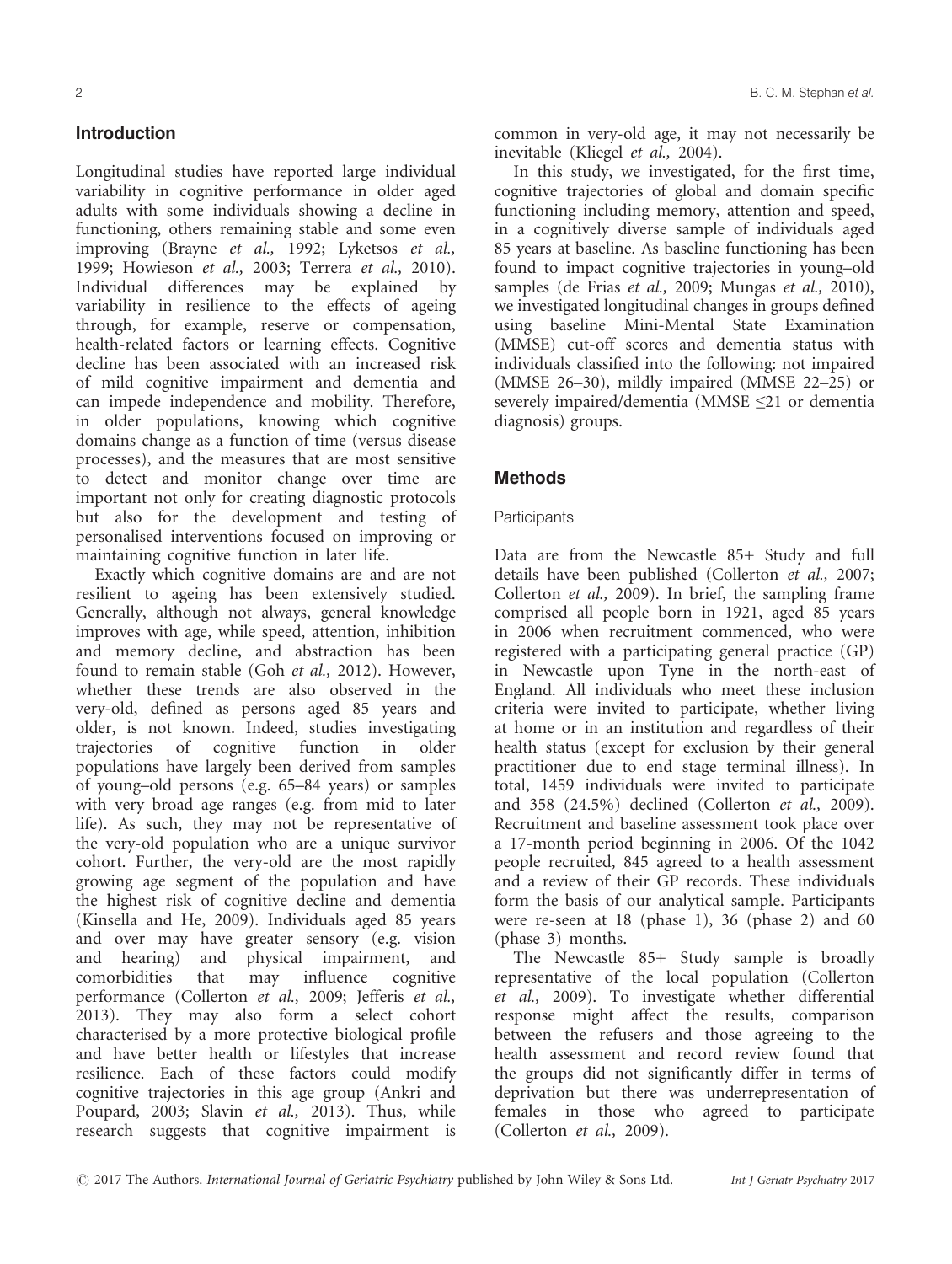## Introduction

Longitudinal studies have reported large individual variability in cognitive performance in older aged adults with some individuals showing a decline in functioning, others remaining stable and some even improving (Brayne *et al.,* 1992; Lyketsos *et al.,* 1999; Howieson *et al.,* 2003; Terrera *et al.,* 2010). Individual differences may be explained by variability in resilience to the effects of ageing through, for example, reserve or compensation, health-related factors or learning effects. Cognitive decline has been associated with an increased risk of mild cognitive impairment and dementia and can impede independence and mobility. Therefore, in older populations, knowing which cognitive domains change as a function of time (versus disease processes), and the measures that are most sensitive to detect and monitor change over time are important not only for creating diagnostic protocols but also for the development and testing of personalised interventions focused on improving or maintaining cognitive function in later life.

Exactly which cognitive domains are and are not resilient to ageing has been extensively studied. Generally, although not always, general knowledge improves with age, while speed, attention, inhibition and memory decline, and abstraction has been found to remain stable (Goh *et al.,* 2012). However, whether these trends are also observed in the very-old, defined as persons aged 85 years and older, is not known. Indeed, studies investigating trajectories of cognitive function in older populations have largely been derived from samples of young–old persons (e.g. 65–84 years) or samples with very broad age ranges (e.g. from mid to later life). As such, they may not be representative of the very-old population who are a unique survivor cohort. Further, the very-old are the most rapidly growing age segment of the population and have the highest risk of cognitive decline and dementia (Kinsella and He, 2009). Individuals aged 85 years and over may have greater sensory (e.g. vision and hearing) and physical impairment, and comorbidities that may influence cognitive performance (Collerton *et al.,* 2009; Jefferis *et al.,* 2013). They may also form a select cohort characterised by a more protective biological profile and have better health or lifestyles that increase resilience. Each of these factors could modify cognitive trajectories in this age group (Ankri and Poupard, 2003; Slavin *et al.,* 2013). Thus, while research suggests that cognitive impairment is common in very-old age, it may not necessarily be inevitable (Kliegel *et al.,* 2004).

In this study, we investigated, for the first time, cognitive trajectories of global and domain specific functioning including memory, attention and speed, in a cognitively diverse sample of individuals aged 85 years at baseline. As baseline functioning has been found to impact cognitive trajectories in young–old samples (de Frias *et al.,* 2009; Mungas *et al.,* 2010), we investigated longitudinal changes in groups defined using baseline Mini-Mental State Examination (MMSE) cut-off scores and dementia status with individuals classified into the following: not impaired (MMSE 26–30), mildly impaired (MMSE 22–25) or severely impaired/dementia (MMSE ≤21 or dementia diagnosis) groups.

## Methods

### Participants

Data are from the Newcastle 85+ Study and full details have been published (Collerton *et al.,* 2007; Collerton *et al.,* 2009). In brief, the sampling frame comprised all people born in 1921, aged 85 years in 2006 when recruitment commenced, who were registered with a participating general practice (GP) in Newcastle upon Tyne in the north-east of England. All individuals who meet these inclusion criteria were invited to participate, whether living at home or in an institution and regardless of their health status (except for exclusion by their general practitioner due to end stage terminal illness). In total, 1459 individuals were invited to participate and 358 (24.5%) declined (Collerton *et al.,* 2009). Recruitment and baseline assessment took place over a 17-month period beginning in 2006. Of the 1042 people recruited, 845 agreed to a health assessment and a review of their GP records. These individuals form the basis of our analytical sample. Participants were re-seen at 18 (phase 1), 36 (phase 2) and 60 (phase 3) months.

The Newcastle 85+ Study sample is broadly representative of the local population (Collerton *et al.,* 2009). To investigate whether differential response might affect the results, comparison between the refusers and those agreeing to the health assessment and record review found that the groups did not significantly differ in terms of deprivation but there was underrepresentation of females in those who agreed to participate (Collerton *et al.,* 2009).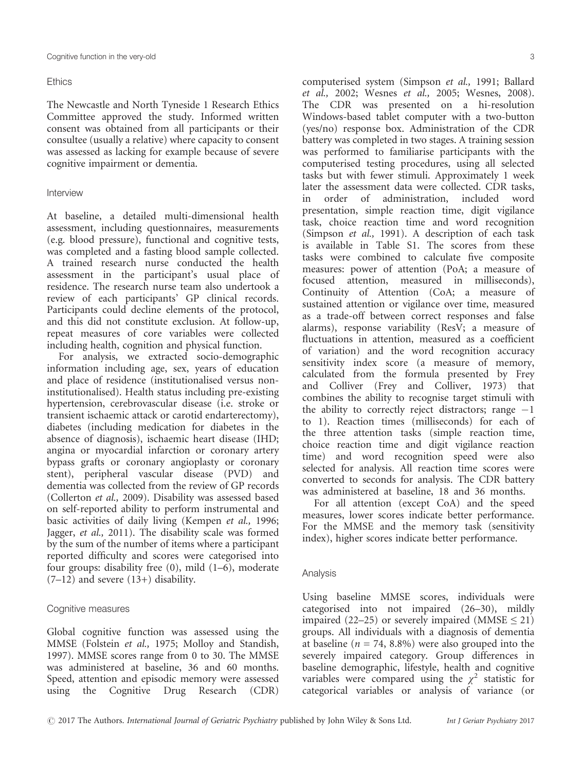### Ethics

The Newcastle and North Tyneside 1 Research Ethics Committee approved the study. Informed written consent was obtained from all participants or their consultee (usually a relative) where capacity to consent was assessed as lacking for example because of severe cognitive impairment or dementia.

### Interview

At baseline, a detailed multi-dimensional health assessment, including questionnaires, measurements (e.g. blood pressure), functional and cognitive tests, was completed and a fasting blood sample collected. A trained research nurse conducted the health assessment in the participant's usual place of residence. The research nurse team also undertook a review of each participants' GP clinical records. Participants could decline elements of the protocol, and this did not constitute exclusion. At follow-up, repeat measures of core variables were collected including health, cognition and physical function.

For analysis, we extracted socio-demographic information including age, sex, years of education and place of residence (institutionalised versus non-institutionalised). Health status including pre-existing hypertension, cerebrovascular disease (i.e. stroke or transient ischaemic attack or carotid endarterectomy), diabetes (including medication for diabetes in the absence of diagnosis), ischaemic heart disease (IHD; angina or myocardial infarction or coronary artery bypass grafts or coronary angioplasty or coronary stent), peripheral vascular disease (PVD) and dementia was collected from the review of GP records (Collerton *et al.,* 2009). Disability was assessed based on self-reported ability to perform instrumental and basic activities of daily living (Kempen *et al.,* 1996; Jagger, *et al.,* 2011). The disability scale was formed by the sum of the number of items where a participant reported difficulty and scores were categorised into four groups: disability free (0), mild (1–6), moderate (7–12) and severe (13+) disability.

### Cognitive measures

Global cognitive function was assessed using the MMSE (Folstein *et al.,* 1975; Molloy and Standish, 1997). MMSE scores range from 0 to 30. The MMSE was administered at baseline, 36 and 60 months. Speed, attention and episodic memory were assessed using the Cognitive Drug Research (CDR) computerised system (Simpson *et al.,* 1991; Ballard *et al.,* 2002; Wesnes *et al.,* 2005; Wesnes, 2008). The CDR was presented on a hi-resolution Windows-based tablet computer with a two-button (yes/no) response box. Administration of the CDR battery was completed in two stages. A training session was performed to familiarise participants with the computerised testing procedures, using all selected tasks but with fewer stimuli. Approximately 1 week later the assessment data were collected. CDR tasks, in order of administration, included word presentation, simple reaction time, digit vigilance task, choice reaction time and word recognition (Simpson *et al.,* 1991). A description of each task is available in Table S1. The scores from these tasks were combined to calculate five composite measures: power of attention (PoA; a measure of focused attention, measured in milliseconds), Continuity of Attention (CoA; a measure of sustained attention or vigilance over time, measured as a trade-off between correct responses and false alarms), response variability (ResV; a measure of fluctuations in attention, measured as a coefficient of variation) and the word recognition accuracy sensitivity index score (a measure of memory, calculated from the formula presented by Frey and Colliver (Frey and Colliver, 1973) that combines the ability to recognise target stimuli with the ability to correctly reject distractors; range −1 to 1). Reaction times (milliseconds) for each of the three attention tasks (simple reaction time, choice reaction time and digit vigilance reaction time) and word recognition speed were also selected for analysis. All reaction time scores were converted to seconds for analysis. The CDR battery was administered at baseline, 18 and 36 months.

For all attention (except CoA) and the speed measures, lower scores indicate better performance. For the MMSE and the memory task (sensitivity index), higher scores indicate better performance.

### Analysis

Using baseline MMSE scores, individuals were categorised into not impaired (26–30), mildly impaired (22–25) or severely impaired (MMSE $\leq 21$) groups. All individuals with a diagnosis of dementia at baseline ($n = 74$, 8.8%) were also grouped into the severely impaired category. Group differences in baseline demographic, lifestyle, health and cognitive variables were compared using the $\chi^2$ statistic for categorical variables or analysis of variance (or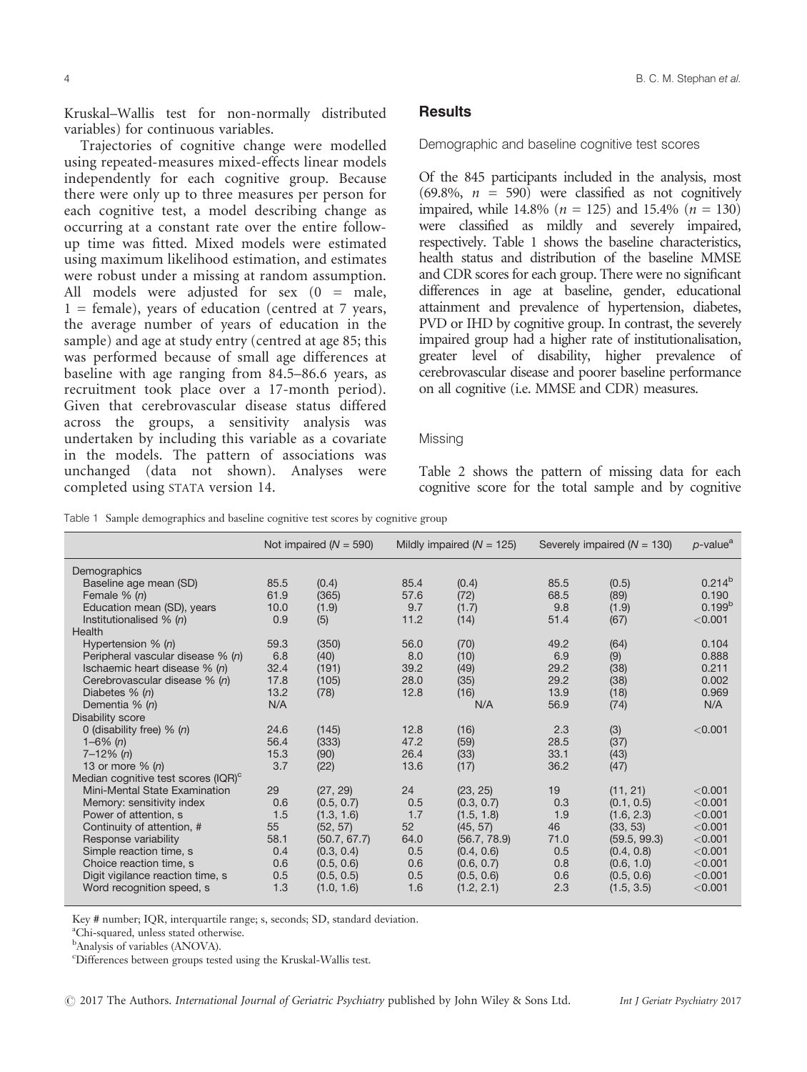Kruskal–Wallis test for non-normally distributed variables) for continuous variables.

Trajectories of cognitive change were modelled using repeated-measures mixed-effects linear models independently for each cognitive group. Because there were only up to three measures per person for each cognitive test, a model describing change as occurring at a constant rate over the entire follow-up time was fitted. Mixed models were estimated using maximum likelihood estimation, and estimates were robust under a missing at random assumption. All models were adjusted for sex (0 = male, 1 = female), years of education (centred at 7 years, the average number of years of education in the sample) and age at study entry (centred at age 85; this was performed because of small age differences at baseline with age ranging from 84.5–86.6 years, as recruitment took place over a 17-month period). Given that cerebrovascular disease status differed across the groups, a sensitivity analysis was undertaken by including this variable as a covariate in the models. The pattern of associations was unchanged (data not shown). Analyses were completed using STATA version 14.

## Results

### Demographic and baseline cognitive test scores

Of the 845 participants included in the analysis, most (69.8%, $n$ = 590) were classified as not cognitively impaired, while 14.8% ($n$ = 125) and 15.4% ($n$ = 130) were classified as mildly and severely impaired, respectively. Table 1 shows the baseline characteristics, health status and distribution of the baseline MMSE and CDR scores for each group. There were no significant differences in age at baseline, gender, educational attainment and prevalence of hypertension, diabetes, PVD or IHD by cognitive group. In contrast, the severely impaired group had a higher rate of institutionalisation, greater level of disability, higher prevalence of cerebrovascular disease and poorer baseline performance on all cognitive (i.e. MMSE and CDR) measures.

### Missing

Table 2 shows the pattern of missing data for each cognitive score for the total sample and by cognitive

Table 1 Sample demographics and baseline cognitive test scores by cognitive group

| | Not impaired ($N$ = 590) | | Mildly impaired ($N$ = 125) | | Severely impaired ($N$ = 130) | | $p$-value[a] |
|---|---|---|---|---|---|---|---|
| Demographics | | | | | | | |
| Baseline age mean (SD) | 85.5 | (0.4) | 85.4 | (0.4) | 85.5 | (0.5) | 0.214[b] |
| Female % ($n$) | 61.9 | (365) | 57.6 | (72) | 68.5 | (89) | 0.190 |
| Education mean (SD), years | 10.0 | (1.9) | 9.7 | (1.7) | 9.8 | (1.9) | 0.199[b] |
| Institutionalised % ($n$) | 0.9 | (5) | 11.2 | (14) | 51.4 | (67) | <0.001 |
| Health | | | | | | | |
| Hypertension % ($n$) | 59.3 | (350) | 56.0 | (70) | 49.2 | (64) | 0.104 |
| Peripheral vascular disease % ($n$) | 6.8 | (40) | 8.0 | (10) | 6.9 | (9) | 0.888 |
| Ischaemic heart disease % ($n$) | 32.4 | (191) | 39.2 | (49) | 29.2 | (38) | 0.211 |
| Cerebrovascular disease % ($n$) | 17.8 | (105) | 28.0 | (35) | 29.2 | (38) | 0.002 |
| Diabetes % ($n$) | 13.2 | (78) | 12.8 | (16) | 13.9 | (18) | 0.969 |
| Dementia % ($n$) | N/A | | N/A | | 56.9 | (74) | N/A |
| Disability score | | | | | | | |
| 0 (disability free) % ($n$) | 24.6 | (145) | 12.8 | (16) | 2.3 | (3) | <0.001 |
| 1–6% ($n$) | 56.4 | (333) | 47.2 | (59) | 28.5 | (37) | |
| 7–12% ($n$) | 15.3 | (90) | 26.4 | (33) | 33.1 | (43) | |
| 13 or more % ($n$) | 3.7 | (22) | 13.6 | (17) | 36.2 | (47) | |
| Median cognitive test scores (IQR)[c] | | | | | | | |
| Mini-Mental State Examination | 29 | (27, 29) | 24 | (23, 25) | 19 | (11, 21) | <0.001 |
| Memory: sensitivity index | 0.6 | (0.5, 0.7) | 0.5 | (0.3, 0.7) | 0.3 | (0.1, 0.5) | <0.001 |
| Power of attention, s | 1.5 | (1.3, 1.6) | 1.7 | (1.5, 1.8) | 1.9 | (1.6, 2.3) | <0.001 |
| Continuity of attention, # | 55 | (52, 57) | 52 | (45, 57) | 46 | (33, 53) | <0.001 |
| Response variability | 58.1 | (50.7, 67.7) | 64.0 | (56.7, 78.9) | 71.0 | (59.5, 99.3) | <0.001 |
| Simple reaction time, s | 0.4 | (0.3, 0.4) | 0.5 | (0.4, 0.6) | 0.5 | (0.4, 0.8) | <0.001 |
| Choice reaction time, s | 0.6 | (0.5, 0.6) | 0.6 | (0.6, 0.7) | 0.8 | (0.6, 1.0) | <0.001 |
| Digit vigilance reaction time, s | 0.5 | (0.5, 0.5) | 0.5 | (0.5, 0.6) | 0.6 | (0.5, 0.6) | <0.001 |
| Word recognition speed, s | 1.3 | (1.0, 1.6) | 1.6 | (1.2, 2.1) | 2.3 | (1.5, 3.5) | <0.001 |

Key # number; IQR, interquartile range; s, seconds; SD, standard deviation.

[a]Chi-squared, unless stated otherwise.

[b]Analysis of variables (ANOVA).

[c]Differences between groups tested using the Kruskal-Wallis test.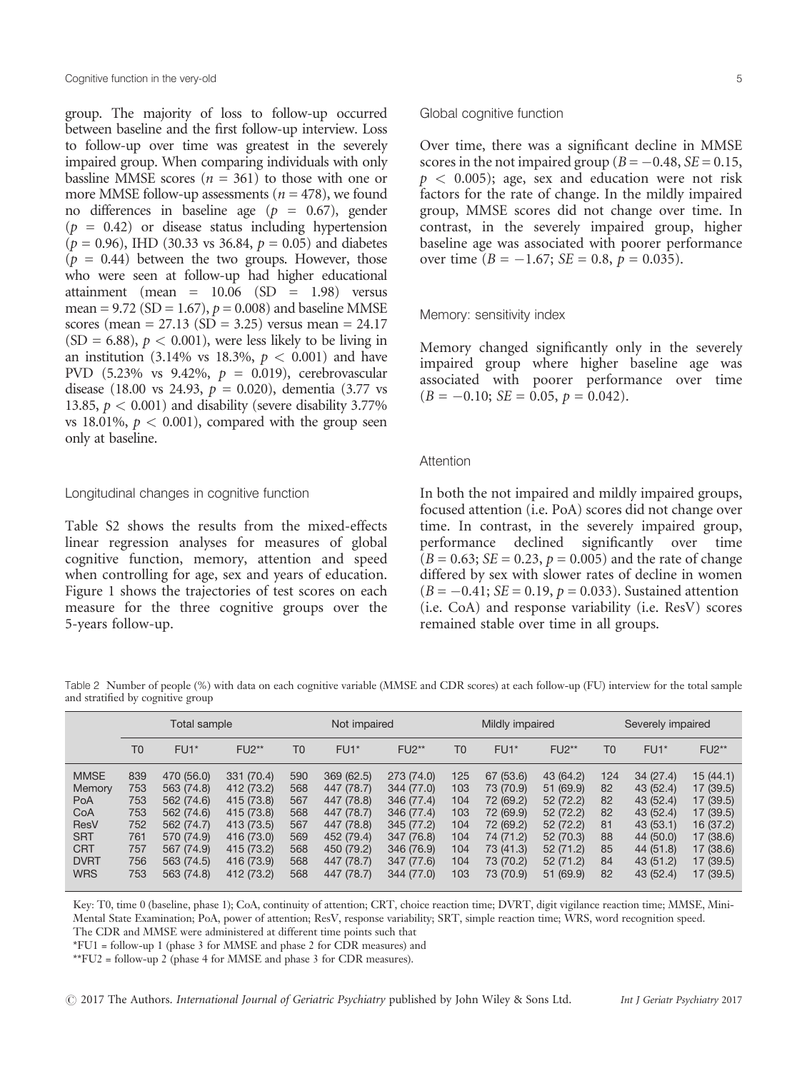group. The majority of loss to follow-up occurred between baseline and the first follow-up interview. Loss to follow-up over time was greatest in the severely impaired group. When comparing individuals with only bassline MMSE scores ($n$ = 361) to those with one or more MMSE follow-up assessments ($n$ = 478), we found no differences in baseline age ($p$ = 0.67), gender ($p$ = 0.42) or disease status including hypertension ($p$ = 0.96), IHD (30.33 vs 36.84, $p$ = 0.05) and diabetes ($p$ = 0.44) between the two groups. However, those who were seen at follow-up had higher educational attainment (mean = 10.06 (SD = 1.98) versus mean = 9.72 (SD = 1.67), $p$ = 0.008) and baseline MMSE scores (mean = 27.13 (SD = 3.25) versus mean = 24.17 (SD = 6.88), $p < 0.001$), were less likely to be living in an institution (3.14% vs 18.3%, $p < 0.001$) and have PVD (5.23% vs 9.42%, $p$ = 0.019), cerebrovascular disease (18.00 vs 24.93, $p$ = 0.020), dementia (3.77 vs 13.85, $p < 0.001$) and disability (severe disability 3.77% vs 18.01%, $p < 0.001$), compared with the group seen only at baseline.

### Longitudinal changes in cognitive function

Table S2 shows the results from the mixed-effects linear regression analyses for measures of global cognitive function, memory, attention and speed when controlling for age, sex and years of education. Figure 1 shows the trajectories of test scores on each measure for the three cognitive groups over the 5-years follow-up.

### Global cognitive function

Over time, there was a significant decline in MMSE scores in the not impaired group ($B = -0.48$, $SE = 0.15$, $p < 0.005$); age, sex and education were not risk factors for the rate of change. In the mildly impaired group, MMSE scores did not change over time. In contrast, in the severely impaired group, higher baseline age was associated with poorer performance over time ($B = -1.67$; $SE = 0.8$, $p = 0.035$).

### Memory: sensitivity index

Memory changed significantly only in the severely impaired group where higher baseline age was associated with poorer performance over time ($B = -0.10$; $SE = 0.05$, $p = 0.042$).

### Attention

In both the not impaired and mildly impaired groups, focused attention (i.e. PoA) scores did not change over time. In contrast, in the severely impaired group, performance declined significantly over time ($B = 0.63$; $SE = 0.23$, $p = 0.005$) and the rate of change differed by sex with slower rates of decline in women ($B = -0.41$; $SE = 0.19$, $p = 0.033$). Sustained attention (i.e. CoA) and response variability (i.e. ResV) scores remained stable over time in all groups.

Table 2 Number of people (%) with data on each cognitive variable (MMSE and CDR scores) at each follow-up (FU) interview for the total sample and stratified by cognitive group

| | Total sample | | | Not impaired | | | Mildly impaired | | | Severely impaired | | |
|---|---|---|---|---|---|---|---|---|---|---|---|---|
| | T0 | FU1* | FU2** | T0 | FU1* | FU2** | T0 | FU1* | FU2** | T0 | FU1* | FU2** |
| MMSE | 839 | 470 (56.0) | 331 (70.4) | 590 | 369 (62.5) | 273 (74.0) | 125 | 67 (53.6) | 43 (64.2) | 124 | 34 (27.4) | 15 (44.1) |
| Memory | 753 | 563 (74.8) | 412 (73.2) | 568 | 447 (78.7) | 344 (77.0) | 103 | 73 (70.9) | 51 (69.9) | 82 | 43 (52.4) | 17 (39.5) |
| PoA | 753 | 562 (74.6) | 415 (73.8) | 567 | 447 (78.8) | 346 (77.4) | 104 | 72 (69.2) | 52 (72.2) | 82 | 43 (52.4) | 17 (39.5) |
| CoA | 753 | 562 (74.6) | 415 (73.8) | 568 | 447 (78.7) | 346 (77.4) | 103 | 72 (69.9) | 52 (72.2) | 82 | 43 (52.4) | 17 (39.5) |
| ResV | 752 | 562 (74.7) | 413 (73.5) | 567 | 447 (78.8) | 345 (77.2) | 104 | 72 (69.2) | 52 (72.2) | 81 | 43 (53.1) | 16 (37.2) |
| SRT | 761 | 570 (74.9) | 416 (73.0) | 569 | 452 (79.4) | 347 (76.8) | 104 | 74 (71.2) | 52 (70.3) | 88 | 44 (50.0) | 17 (38.6) |
| CRT | 757 | 567 (74.9) | 415 (73.2) | 568 | 450 (79.2) | 346 (76.9) | 104 | 73 (41.3) | 52 (71.2) | 85 | 44 (51.8) | 17 (38.6) |
| DVRT | 756 | 563 (74.5) | 416 (73.9) | 568 | 447 (78.7) | 347 (77.6) | 104 | 73 (70.2) | 52 (71.2) | 84 | 43 (51.2) | 17 (39.5) |
| WRS | 753 | 563 (74.8) | 412 (73.2) | 568 | 447 (78.7) | 344 (77.0) | 103 | 73 (70.9) | 51 (69.9) | 82 | 43 (52.4) | 17 (39.5) |

Key: T0, time 0 (baseline, phase 1); CoA, continuity of attention; CRT, choice reaction time; DVRT, digit vigilance reaction time; MMSE, Mini-Mental State Examination; PoA, power of attention; ResV, response variability; SRT, simple reaction time; WRS, word recognition speed.
The CDR and MMSE were administered at different time points such that
*FU1 = follow-up 1 (phase 3 for MMSE and phase 2 for CDR measures) and
**FU2 = follow-up 2 (phase 4 for MMSE and phase 3 for CDR measures).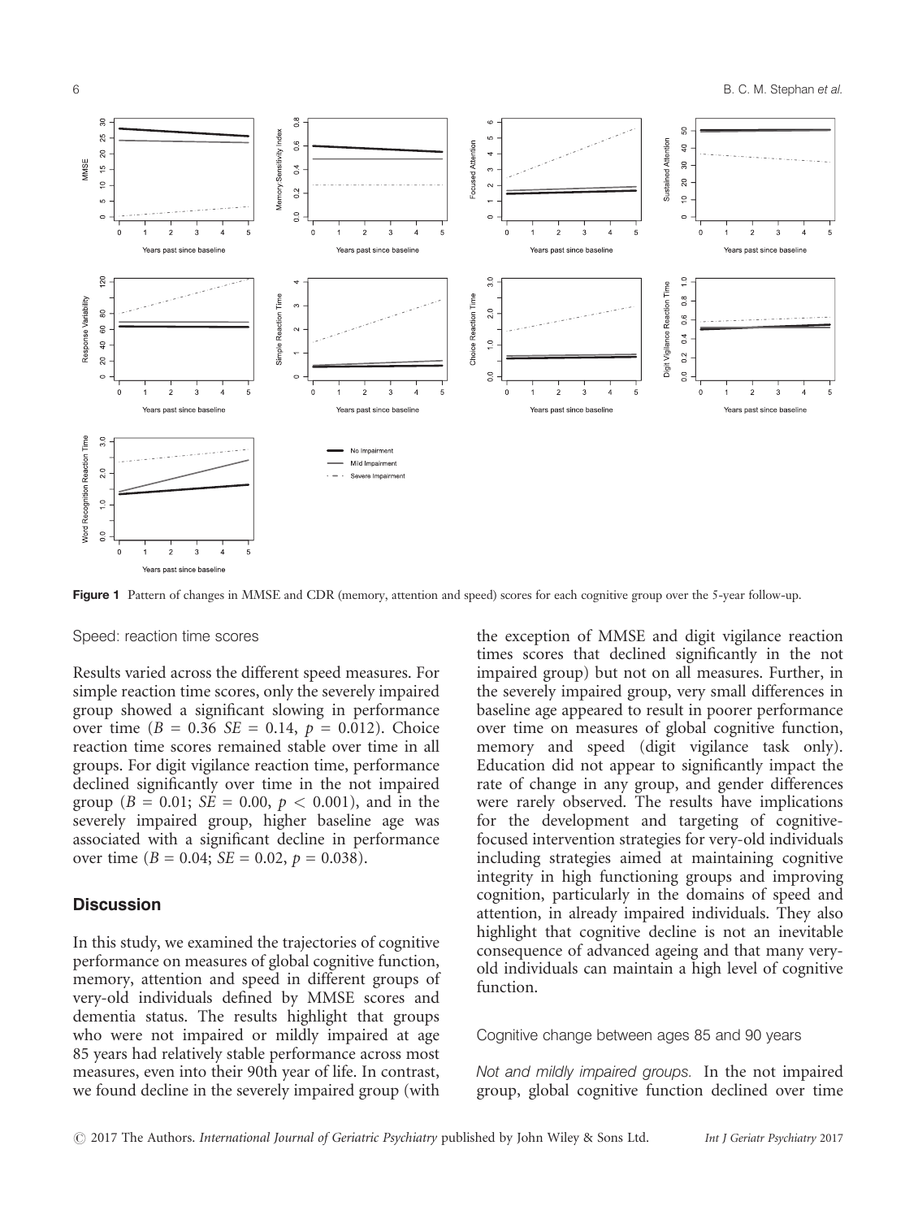Figure 1 Pattern of changes in MMSE and CDR (memory, attention and speed) scores for each cognitive group over the 5-year follow-up.

### Speed: reaction time scores

Results varied across the different speed measures. For simple reaction time scores, only the severely impaired group showed a significant slowing in performance over time ($B = 0.36$ $SE = 0.14$, $p = 0.012$). Choice reaction time scores remained stable over time in all groups. For digit vigilance reaction time, performance declined significantly over time in the not impaired group ($B = 0.01$; $SE = 0.00$, $p < 0.001$), and in the severely impaired group, higher baseline age was associated with a significant decline in performance over time ($B = 0.04$; $SE = 0.02$, $p = 0.038$).

## Discussion

In this study, we examined the trajectories of cognitive performance on measures of global cognitive function, memory, attention and speed in different groups of very-old individuals defined by MMSE scores and dementia status. The results highlight that groups who were not impaired or mildly impaired at age 85 years had relatively stable performance across most measures, even into their 90th year of life. In contrast, we found decline in the severely impaired group (with the exception of MMSE and digit vigilance reaction times scores that declined significantly in the not impaired group) but not on all measures. Further, in the severely impaired group, very small differences in baseline age appeared to result in poorer performance over time on measures of global cognitive function, memory and speed (digit vigilance task only). Education did not appear to significantly impact the rate of change in any group, and gender differences were rarely observed. The results have implications for the development and targeting of cognitive-focused intervention strategies for very-old individuals including strategies aimed at maintaining cognitive integrity in high functioning groups and improving cognition, particularly in the domains of speed and attention, in already impaired individuals. They also highlight that cognitive decline is not an inevitable consequence of advanced ageing and that many very-old individuals can maintain a high level of cognitive function.

### Cognitive change between ages 85 and 90 years

*Not and mildly impaired groups.* In the not impaired group, global cognitive function declined over time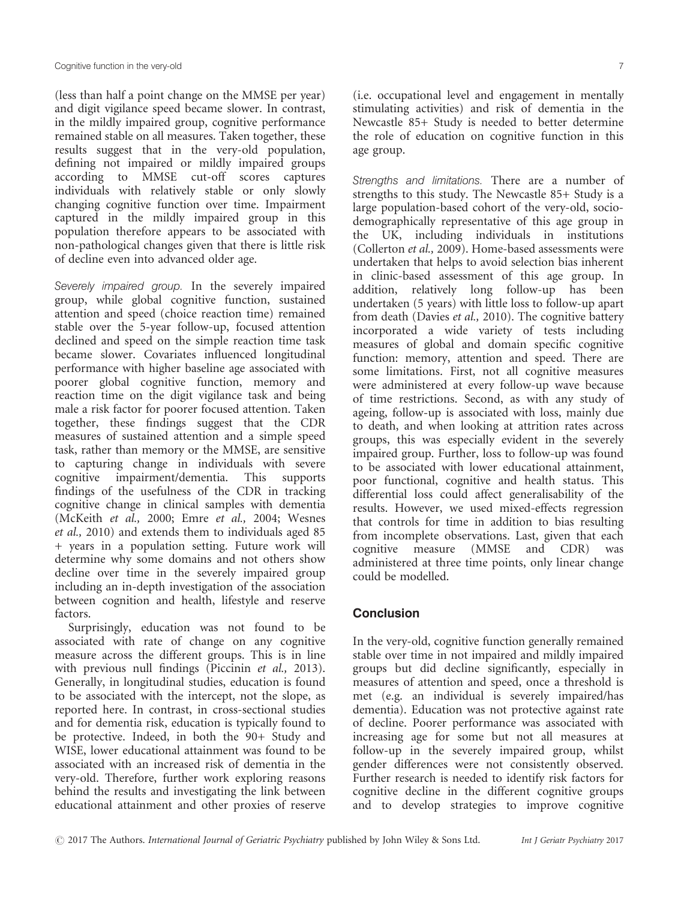(less than half a point change on the MMSE per year) and digit vigilance speed became slower. In contrast, in the mildly impaired group, cognitive performance remained stable on all measures. Taken together, these results suggest that in the very-old population, defining not impaired or mildly impaired groups according to MMSE cut-off scores captures individuals with relatively stable or only slowly changing cognitive function over time. Impairment captured in the mildly impaired group in this population therefore appears to be associated with non-pathological changes given that there is little risk of decline even into advanced older age.

*Severely impaired group.* In the severely impaired group, while global cognitive function, sustained attention and speed (choice reaction time) remained stable over the 5-year follow-up, focused attention declined and speed on the simple reaction time task became slower. Covariates influenced longitudinal performance with higher baseline age associated with poorer global cognitive function, memory and reaction time on the digit vigilance task and being male a risk factor for poorer focused attention. Taken together, these findings suggest that the CDR measures of sustained attention and a simple speed task, rather than memory or the MMSE, are sensitive to capturing change in individuals with severe cognitive impairment/dementia. This supports findings of the usefulness of the CDR in tracking cognitive change in clinical samples with dementia (McKeith *et al.,* 2000; Emre *et al.,* 2004; Wesnes *et al.,* 2010) and extends them to individuals aged 85 + years in a population setting. Future work will determine why some domains and not others show decline over time in the severely impaired group including an in-depth investigation of the association between cognition and health, lifestyle and reserve factors.

Surprisingly, education was not found to be associated with rate of change on any cognitive measure across the different groups. This is in line with previous null findings (Piccinin *et al.,* 2013). Generally, in longitudinal studies, education is found to be associated with the intercept, not the slope, as reported here. In contrast, in cross-sectional studies and for dementia risk, education is typically found to be protective. Indeed, in both the 90+ Study and WISE, lower educational attainment was found to be associated with an increased risk of dementia in the very-old. Therefore, further work exploring reasons behind the results and investigating the link between educational attainment and other proxies of reserve (i.e. occupational level and engagement in mentally stimulating activities) and risk of dementia in the Newcastle 85+ Study is needed to better determine the role of education on cognitive function in this age group.

*Strengths and limitations.* There are a number of strengths to this study. The Newcastle 85+ Study is a large population-based cohort of the very-old, socio-demographically representative of this age group in the UK, including individuals in institutions (Collerton *et al.,* 2009). Home-based assessments were undertaken that helps to avoid selection bias inherent in clinic-based assessment of this age group. In addition, relatively long follow-up has been undertaken (5 years) with little loss to follow-up apart from death (Davies *et al.,* 2010). The cognitive battery incorporated a wide variety of tests including measures of global and domain specific cognitive function: memory, attention and speed. There are some limitations. First, not all cognitive measures were administered at every follow-up wave because of time restrictions. Second, as with any study of ageing, follow-up is associated with loss, mainly due to death, and when looking at attrition rates across groups, this was especially evident in the severely impaired group. Further, loss to follow-up was found to be associated with lower educational attainment, poor functional, cognitive and health status. This differential loss could affect generalisability of the results. However, we used mixed-effects regression that controls for time in addition to bias resulting from incomplete observations. Last, given that each cognitive measure (MMSE and CDR) was administered at three time points, only linear change could be modelled.

## Conclusion

In the very-old, cognitive function generally remained stable over time in not impaired and mildly impaired groups but did decline significantly, especially in measures of attention and speed, once a threshold is met (e.g. an individual is severely impaired/has dementia). Education was not protective against rate of decline. Poorer performance was associated with increasing age for some but not all measures at follow-up in the severely impaired group, whilst gender differences were not consistently observed. Further research is needed to identify risk factors for cognitive decline in the different cognitive groups and to develop strategies to improve cognitive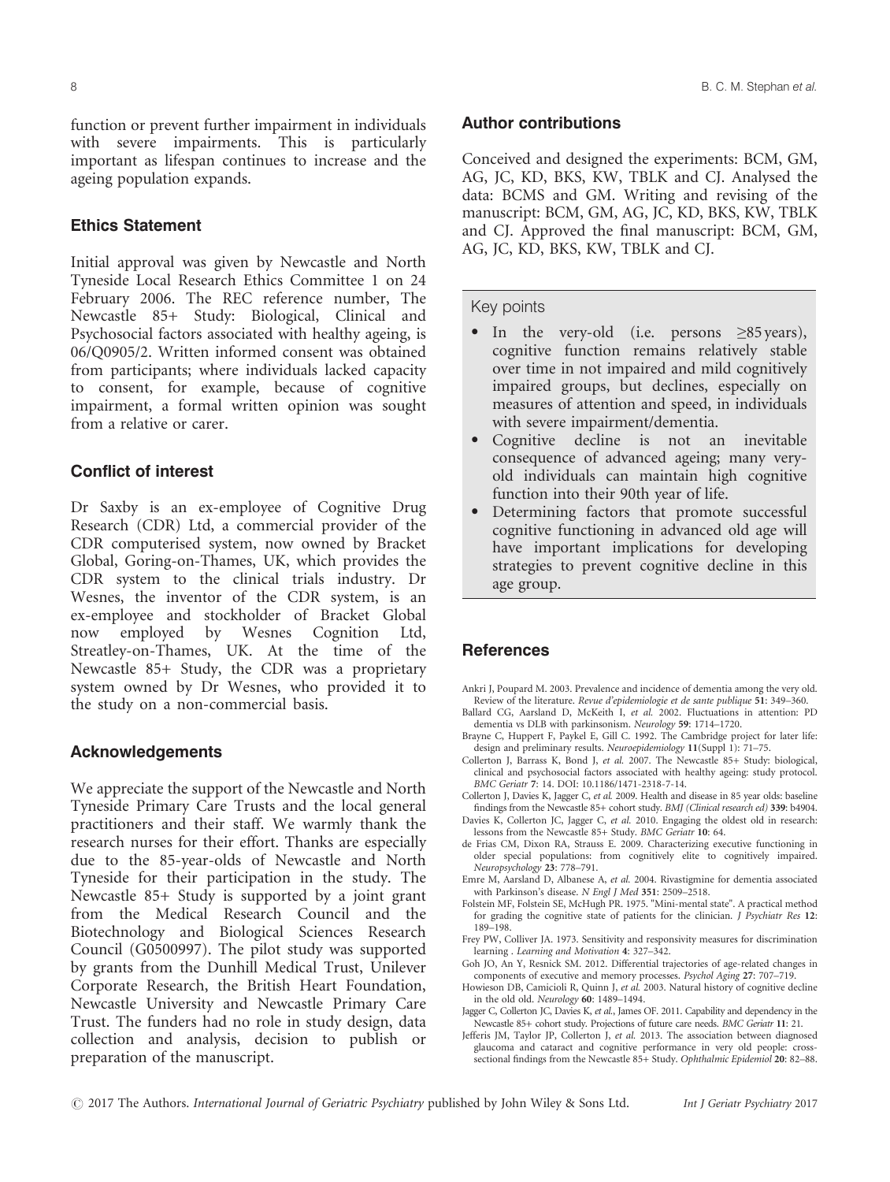function or prevent further impairment in individuals with severe impairments. This is particularly important as lifespan continues to increase and the ageing population expands.

## Ethics Statement

Initial approval was given by Newcastle and North Tyneside Local Research Ethics Committee 1 on 24 February 2006. The REC reference number, The Newcastle 85+ Study: Biological, Clinical and Psychosocial factors associated with healthy ageing, is 06/Q0905/2. Written informed consent was obtained from participants; where individuals lacked capacity to consent, for example, because of cognitive impairment, a formal written opinion was sought from a relative or carer.

## Conflict of interest

Dr Saxby is an ex-employee of Cognitive Drug Research (CDR) Ltd, a commercial provider of the CDR computerised system, now owned by Bracket Global, Goring-on-Thames, UK, which provides the CDR system to the clinical trials industry. Dr Wesnes, the inventor of the CDR system, is an ex-employee and stockholder of Bracket Global now employed by Wesnes Cognition Ltd, Streatley-on-Thames, UK. At the time of the Newcastle 85+ Study, the CDR was a proprietary system owned by Dr Wesnes, who provided it to the study on a non-commercial basis.

## Acknowledgements

We appreciate the support of the Newcastle and North Tyneside Primary Care Trusts and the local general practitioners and their staff. We warmly thank the research nurses for their effort. Thanks are especially due to the 85-year-olds of Newcastle and North Tyneside for their participation in the study. The Newcastle 85+ Study is supported by a joint grant from the Medical Research Council and the Biotechnology and Biological Sciences Research Council (G0500997). The pilot study was supported by grants from the Dunhill Medical Trust, Unilever Corporate Research, the British Heart Foundation, Newcastle University and Newcastle Primary Care Trust. The funders had no role in study design, data collection and analysis, decision to publish or preparation of the manuscript.

## Author contributions

Conceived and designed the experiments: BCM, GM, AG, JC, KD, BKS, KW, TBLK and CJ. Analysed the data: BCMS and GM. Writing and revising of the manuscript: BCM, GM, AG, JC, KD, BKS, KW, TBLK and CJ. Approved the final manuscript: BCM, GM, AG, JC, KD, BKS, KW, TBLK and CJ.

### Key points

- In the very-old (i.e. persons ≥85 years), cognitive function remains relatively stable over time in not impaired and mild cognitively impaired groups, but declines, especially on measures of attention and speed, in individuals with severe impairment/dementia.
- Cognitive decline is not an inevitable consequence of advanced ageing; many very-old individuals can maintain high cognitive function into their 90th year of life.
- Determining factors that promote successful cognitive functioning in advanced old age will have important implications for developing strategies to prevent cognitive decline in this age group.

## References

Ankri J, Poupard M. 2003. Prevalence and incidence of dementia among the very old. Review of the literature. *Revue d'epidemiologie et de sante publique* **51**: 349–360.

Ballard CG, Aarsland D, McKeith I, *et al.* 2002. Fluctuations in attention: PD dementia vs DLB with parkinsonism. *Neurology* **59**: 1714–1720.

Brayne C, Huppert F, Paykel E, Gill C. 1992. The Cambridge project for later life: design and preliminary results. *Neuroepidemiology* **11**(Suppl 1): 71–75.

Collerton J, Barrass K, Bond J, *et al.* 2007. The Newcastle 85+ Study: biological, clinical and psychosocial factors associated with healthy ageing: study protocol. *BMC Geriatr* **7**: 14. DOI: 10.1186/1471-2318-7-14.

Collerton J, Davies K, Jagger C, *et al.* 2009. Health and disease in 85 year olds: baseline findings from the Newcastle 85+ cohort study. *BMJ (Clinical research ed)* **339**: b4904.

Davies K, Collerton JC, Jagger C, *et al.* 2010. Engaging the oldest old in research: lessons from the Newcastle 85+ Study. *BMC Geriatr* **10**: 64.

de Frias CM, Dixon RA, Strauss E. 2009. Characterizing executive functioning in older special populations: from cognitively elite to cognitively impaired. *Neuropsychology* **23**: 778–791.

Emre M, Aarsland D, Albanese A, *et al.* 2004. Rivastigmine for dementia associated with Parkinson's disease. *N Engl J Med* **351**: 2509–2518.

Folstein MF, Folstein SE, McHugh PR. 1975. "Mini-mental state". A practical method for grading the cognitive state of patients for the clinician. *J Psychiatr Res* **12**: 189–198.

Frey PW, Colliver JA. 1973. Sensitivity and responsivity measures for discrimination learning . *Learning and Motivation* **4**: 327–342.

Goh JO, An Y, Resnick SM. 2012. Differential trajectories of age-related changes in components of executive and memory processes. *Psychol Aging* **27**: 707–719.

Howieson DB, Camicioli R, Quinn J, *et al.* 2003. Natural history of cognitive decline in the old old. *Neurology* **60**: 1489–1494.

Jagger C, Collerton JC, Davies K, *et al.*, James OF. 2011. Capability and dependency in the Newcastle 85+ cohort study. Projections of future care needs. *BMC Geriatr* **11**: 21.

Jefferis JM, Taylor JP, Collerton J, *et al.* 2013. The association between diagnosed glaucoma and cataract and cognitive performance in very old people: cross-sectional findings from the Newcastle 85+ Study. *Ophthalmic Epidemiol* **20**: 82–88.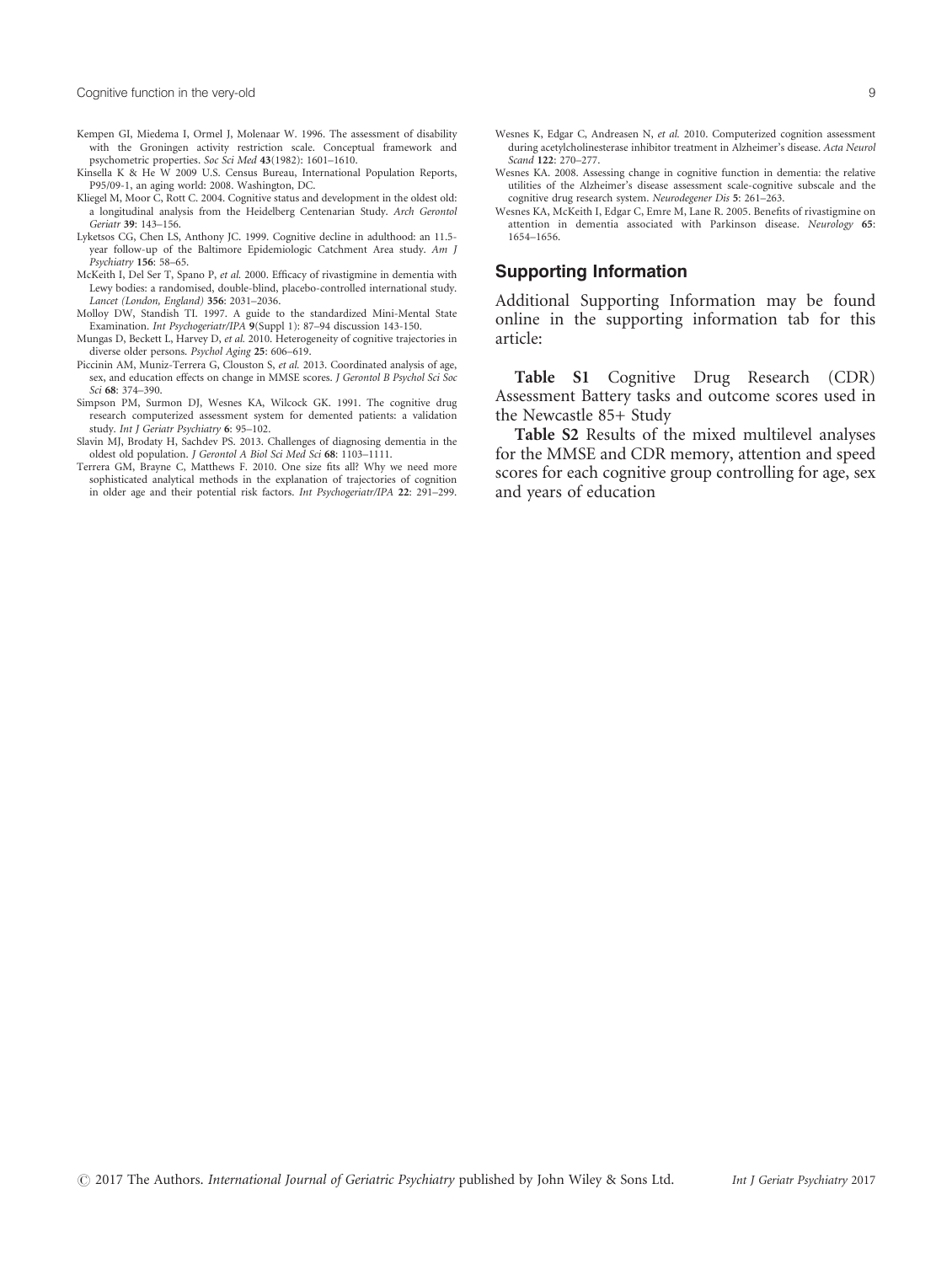Kempen GI, Miedema I, Ormel J, Molenaar W. 1996. The assessment of disability with the Groningen activity restriction scale. Conceptual framework and psychometric properties. *Soc Sci Med* **43**(1982): 1601–1610.

Kinsella K & He W 2009 U.S. Census Bureau, International Population Reports, P95/09-1, an aging world: 2008. Washington, DC.

Kliegel M, Moor C, Rott C. 2004. Cognitive status and development in the oldest old: a longitudinal analysis from the Heidelberg Centenarian Study. *Arch Gerontol Geriatr* **39**: 143–156.

Lyketsos CG, Chen LS, Anthony JC. 1999. Cognitive decline in adulthood: an 11.5-year follow-up of the Baltimore Epidemiologic Catchment Area study. *Am J Psychiatry* **156**: 58–65.

McKeith I, Del Ser T, Spano P, *et al.* 2000. Efficacy of rivastigmine in dementia with Lewy bodies: a randomised, double-blind, placebo-controlled international study. *Lancet (London, England)* **356**: 2031–2036.

Molloy DW, Standish TI. 1997. A guide to the standardized Mini-Mental State Examination. *Int Psychogeriatr/IPA* **9**(Suppl 1): 87–94 discussion 143-150.

Mungas D, Beckett L, Harvey D, *et al.* 2010. Heterogeneity of cognitive trajectories in diverse older persons. *Psychol Aging* **25**: 606–619.

Piccinin AM, Muniz-Terrera G, Clouston S, *et al.* 2013. Coordinated analysis of age, sex, and education effects on change in MMSE scores. *J Gerontol B Psychol Sci Soc Sci* **68**: 374–390.

Simpson PM, Surmon DJ, Wesnes KA, Wilcock GK. 1991. The cognitive drug research computerized assessment system for demented patients: a validation study. *Int J Geriatr Psychiatry* **6**: 95–102.

Slavin MJ, Brodaty H, Sachdev PS. 2013. Challenges of diagnosing dementia in the oldest old population. *J Gerontol A Biol Sci Med Sci* **68**: 1103–1111.

Terrera GM, Brayne C, Matthews F. 2010. One size fits all? Why we need more sophisticated analytical methods in the explanation of trajectories of cognition in older age and their potential risk factors. *Int Psychogeriatr/IPA* **22**: 291–299.

Wesnes K, Edgar C, Andreasen N, *et al.* 2010. Computerized cognition assessment during acetylcholinesterase inhibitor treatment in Alzheimer's disease. *Acta Neurol Scand* **122**: 270–277.

Wesnes KA. 2008. Assessing change in cognitive function in dementia: the relative utilities of the Alzheimer's disease assessment scale-cognitive subscale and the cognitive drug research system. *Neurodegener Dis* **5**: 261–263.

Wesnes KA, McKeith I, Edgar C, Emre M, Lane R. 2005. Benefits of rivastigmine on attention in dementia associated with Parkinson disease. *Neurology* **65**: 1654–1656.

## Supporting Information

Additional Supporting Information may be found online in the supporting information tab for this article:

**Table S1** Cognitive Drug Research (CDR) Assessment Battery tasks and outcome scores used in the Newcastle 85+ Study

**Table S2** Results of the mixed multilevel analyses for the MMSE and CDR memory, attention and speed scores for each cognitive group controlling for age, sex and years of education